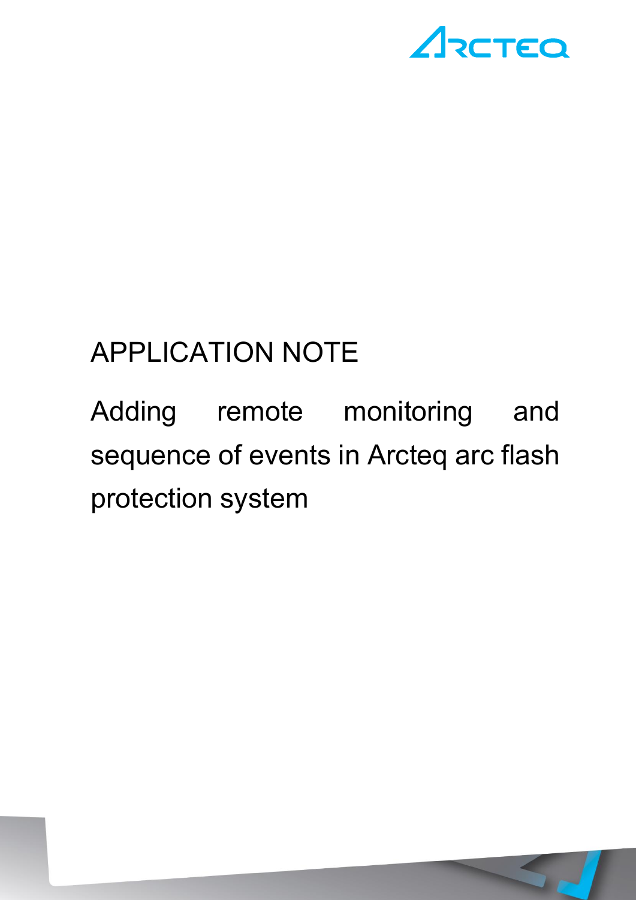APPLICATION NOTE

# Adding remote monitoring and sequence of events in Arcteq arc flash protection system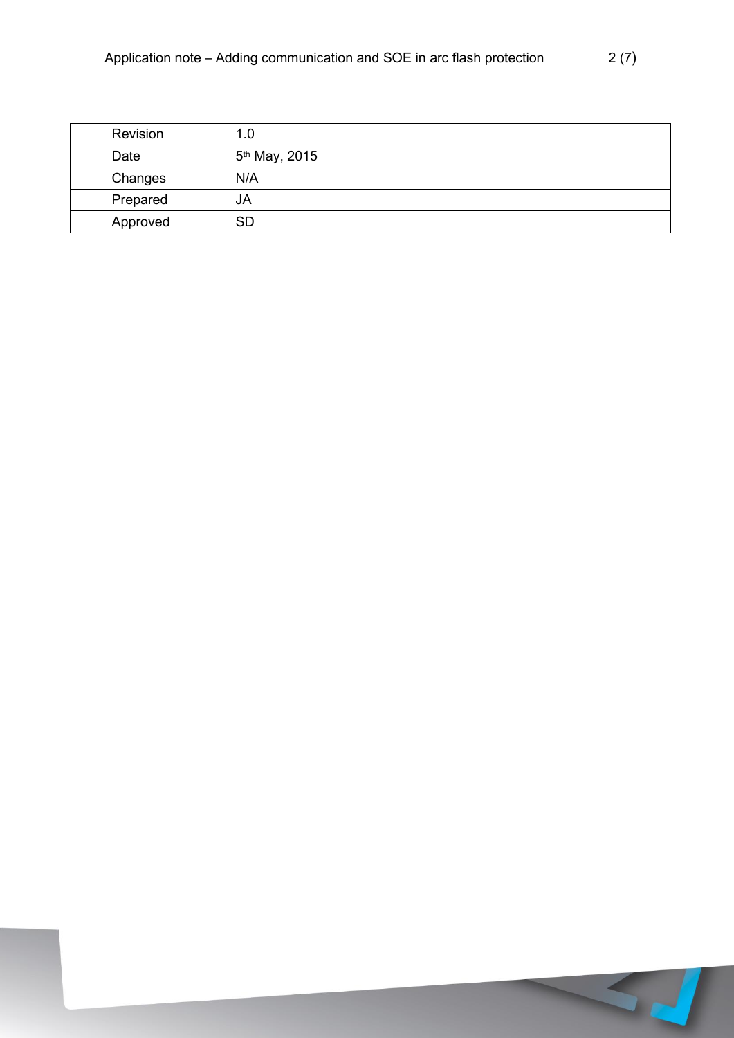| Revision | 1.0 |
| --- | --- |
| Date | 5th May, 2015 |
| Changes | N/A |
| Prepared | JA |
| Approved | SD |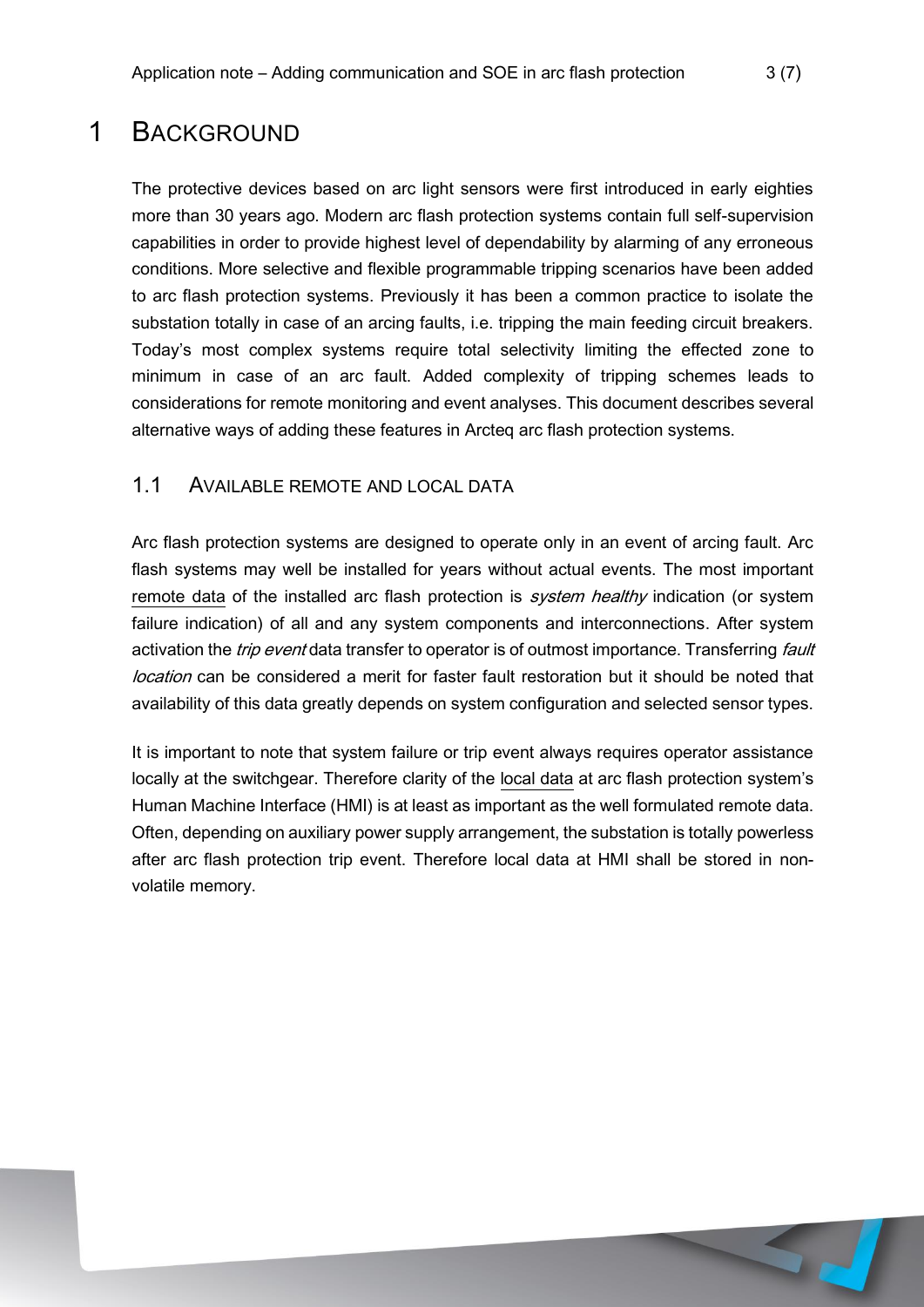# 1 BACKGROUND

The protective devices based on arc light sensors were first introduced in early eighties more than 30 years ago. Modern arc flash protection systems contain full self-supervision capabilities in order to provide highest level of dependability by alarming of any erroneous conditions. More selective and flexible programmable tripping scenarios have been added to arc flash protection systems. Previously it has been a common practice to isolate the substation totally in case of an arcing faults, i.e. tripping the main feeding circuit breakers. Today's most complex systems require total selectivity limiting the effected zone to minimum in case of an arc fault. Added complexity of tripping schemes leads to considerations for remote monitoring and event analyses. This document describes several alternative ways of adding these features in Arcteq arc flash protection systems.

## 1.1 AVAILABLE REMOTE AND LOCAL DATA

Arc flash protection systems are designed to operate only in an event of arcing fault. Arc flash systems may well be installed for years without actual events. The most important remote data of the installed arc flash protection is *system healthy* indication (or system failure indication) of all and any system components and interconnections. After system activation the *trip event* data transfer to operator is of outmost importance. Transferring *fault location* can be considered a merit for faster fault restoration but it should be noted that availability of this data greatly depends on system configuration and selected sensor types.

It is important to note that system failure or trip event always requires operator assistance locally at the switchgear. Therefore clarity of the local data at arc flash protection system's Human Machine Interface (HMI) is at least as important as the well formulated remote data. Often, depending on auxiliary power supply arrangement, the substation is totally powerless after arc flash protection trip event. Therefore local data at HMI shall be stored in non-volatile memory.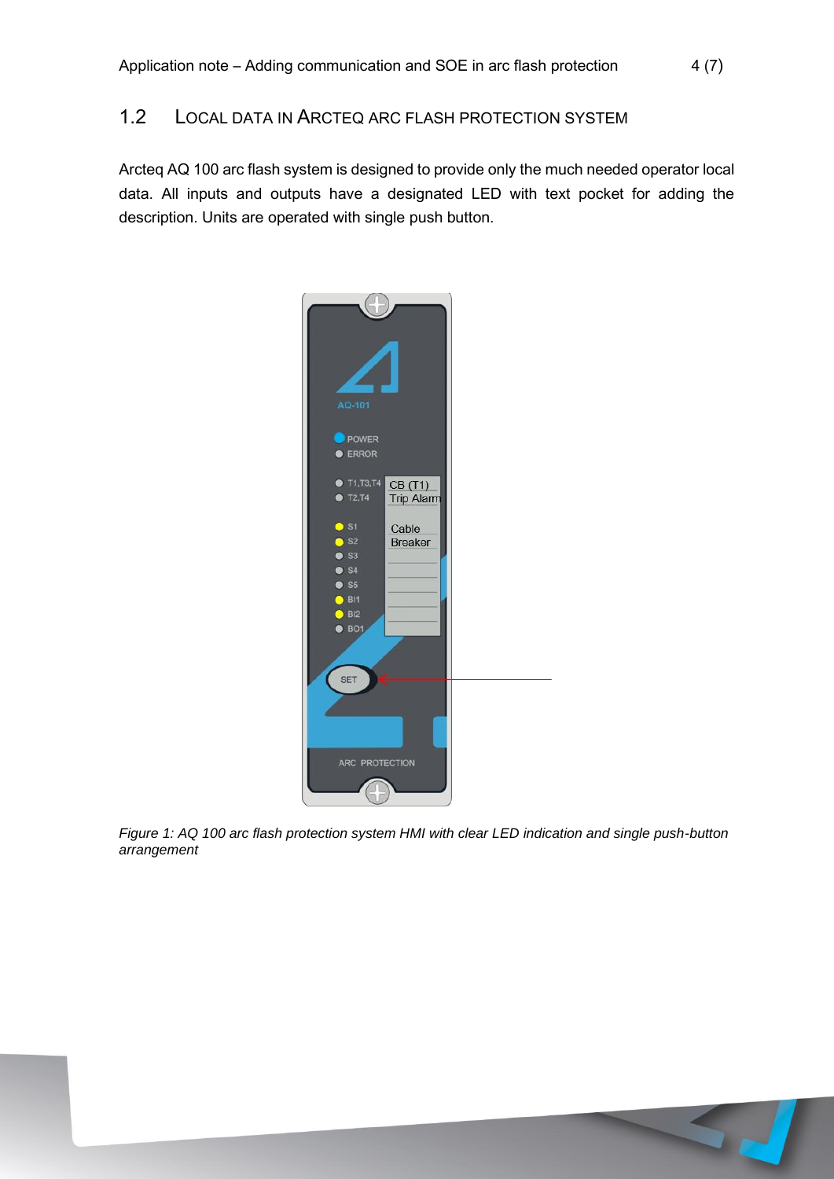## 1.2 Local data in Arcteq arc flash protection system

Arcteq AQ 100 arc flash system is designed to provide only the much needed operator local data. All inputs and outputs have a designated LED with text pocket for adding the description. Units are operated with single push button.

*Figure 1: AQ 100 arc flash protection system HMI with clear LED indication and single push-button arrangement*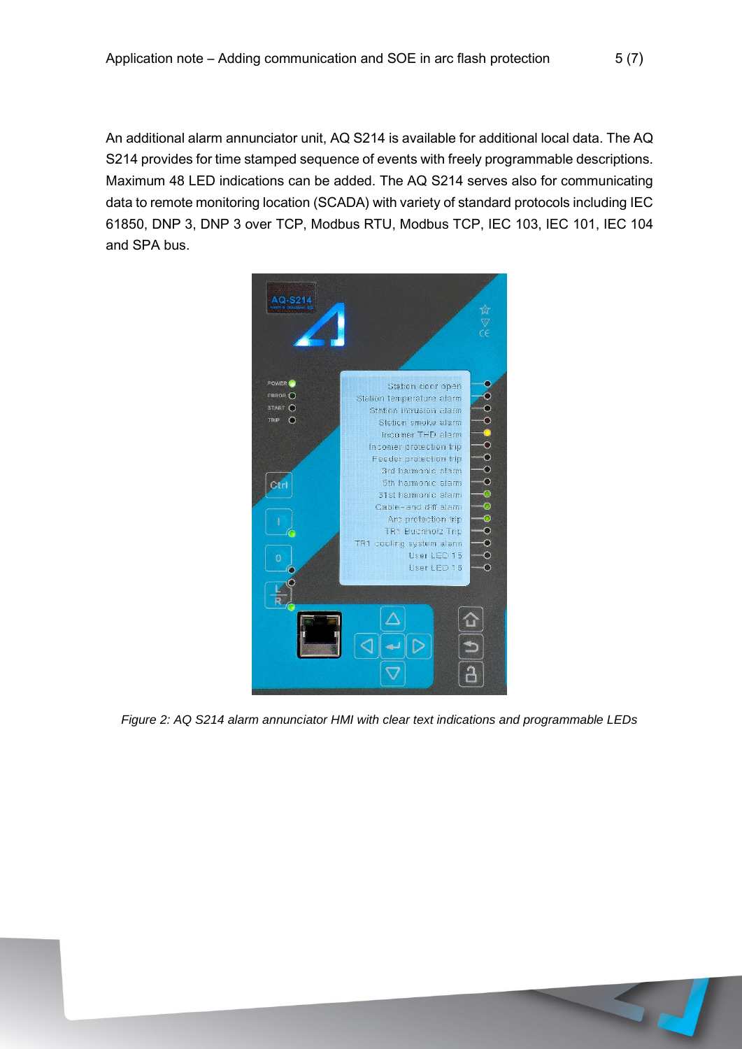An additional alarm annunciator unit, AQ S214 is available for additional local data. The AQ S214 provides for time stamped sequence of events with freely programmable descriptions. Maximum 48 LED indications can be added. The AQ S214 serves also for communicating data to remote monitoring location (SCADA) with variety of standard protocols including IEC 61850, DNP 3, DNP 3 over TCP, Modbus RTU, Modbus TCP, IEC 103, IEC 101, IEC 104 and SPA bus.

*Figure 2: AQ S214 alarm annunciator HMI with clear text indications and programmable LEDs*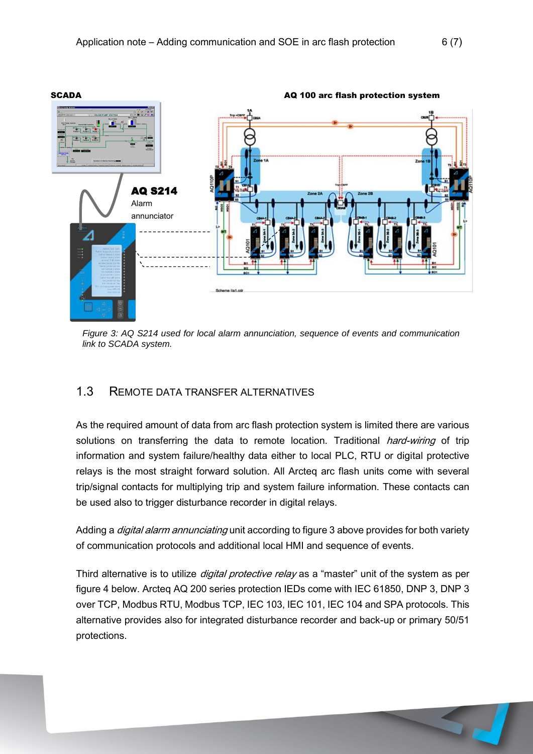*Figure 3: AQ S214 used for local alarm annunciation, sequence of events and communication link to SCADA system.*

## 1.3 Remote data transfer alternatives

As the required amount of data from arc flash protection system is limited there are various solutions on transferring the data to remote location. Traditional *hard-wiring* of trip information and system failure/healthy data either to local PLC, RTU or digital protective relays is the most straight forward solution. All Arcteq arc flash units come with several trip/signal contacts for multiplying trip and system failure information. These contacts can be used also to trigger disturbance recorder in digital relays.

Adding a *digital alarm annunciating* unit according to figure 3 above provides for both variety of communication protocols and additional local HMI and sequence of events.

Third alternative is to utilize *digital protective relay* as a "master" unit of the system as per figure 4 below. Arcteq AQ 200 series protection IEDs come with IEC 61850, DNP 3, DNP 3 over TCP, Modbus RTU, Modbus TCP, IEC 103, IEC 101, IEC 104 and SPA protocols. This alternative provides also for integrated disturbance recorder and back-up or primary 50/51 protections.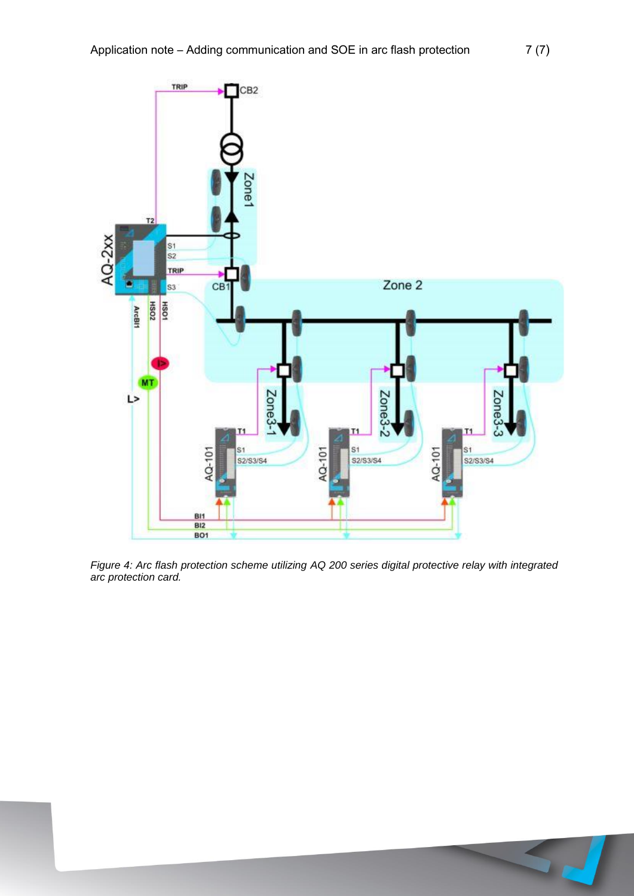TRIP

CB2

Zone1

T2

AQ-2xx

S1

S2

TRIP

S3

CB1

Zone 2

ArcBI1

HSO2

HSO1

I>

MT

L>

Zone3-1

Zone3-2

Zone3-3

T1

S1

S2/S3/S4

AQ-101

T1

S1

S2/S3/S4

AQ-101

T1

S1

S2/S3/S4

AQ-101

BI1

BI2

BO1

*Figure 4: Arc flash protection scheme utilizing AQ 200 series digital protective relay with integrated arc protection card.*